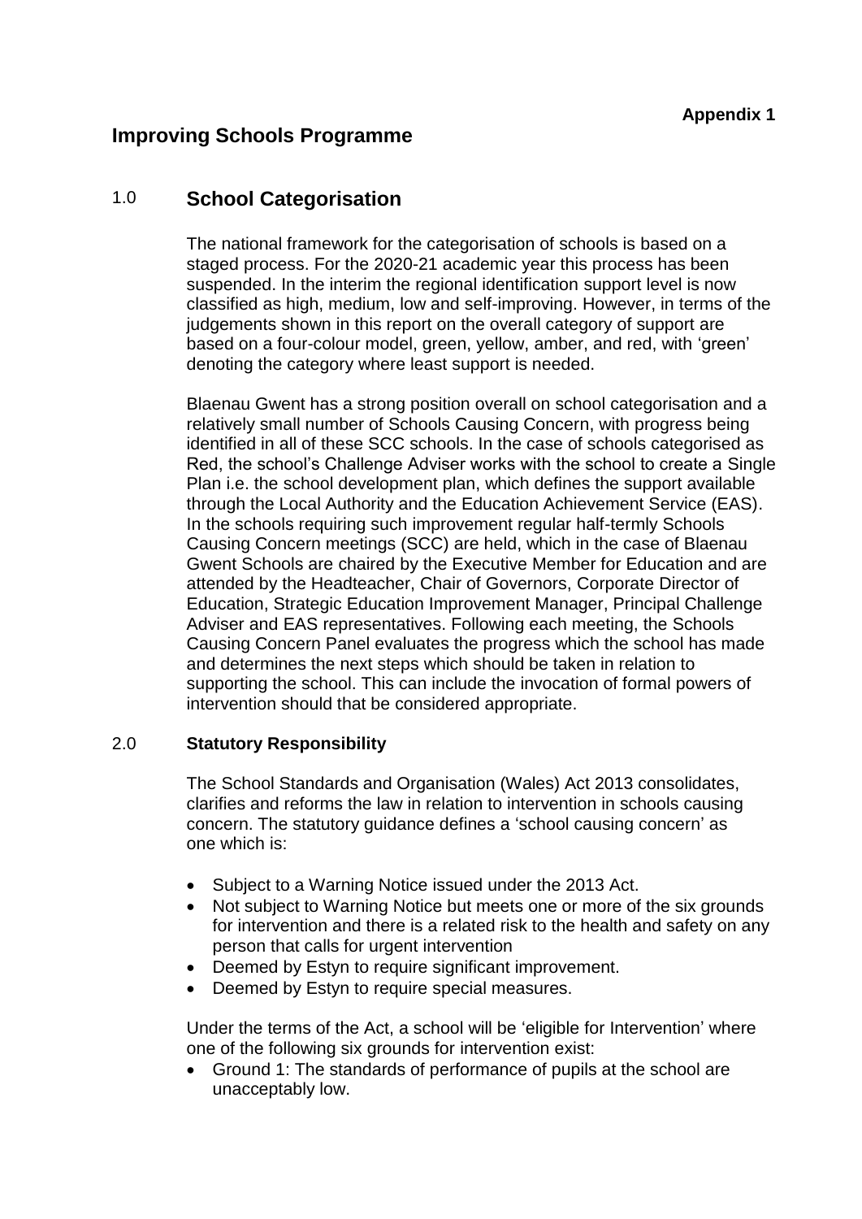**Appendix 1**

# Improving Schools Programme

## 1.0 School Categorisation

The national framework for the categorisation of schools is based on a staged process. For the 2020-21 academic year this process has been suspended. In the interim the regional identification support level is now classified as high, medium, low and self-improving. However, in terms of the judgements shown in this report on the overall category of support are based on a four-colour model, green, yellow, amber, and red, with 'green' denoting the category where least support is needed.

Blaenau Gwent has a strong position overall on school categorisation and a relatively small number of Schools Causing Concern, with progress being identified in all of these SCC schools. In the case of schools categorised as Red, the school's Challenge Adviser works with the school to create a Single Plan i.e. the school development plan, which defines the support available through the Local Authority and the Education Achievement Service (EAS). In the schools requiring such improvement regular half-termly Schools Causing Concern meetings (SCC) are held, which in the case of Blaenau Gwent Schools are chaired by the Executive Member for Education and are attended by the Headteacher, Chair of Governors, Corporate Director of Education, Strategic Education Improvement Manager, Principal Challenge Adviser and EAS representatives. Following each meeting, the Schools Causing Concern Panel evaluates the progress which the school has made and determines the next steps which should be taken in relation to supporting the school. This can include the invocation of formal powers of intervention should that be considered appropriate.

### 2.0 Statutory Responsibility

The School Standards and Organisation (Wales) Act 2013 consolidates, clarifies and reforms the law in relation to intervention in schools causing concern. The statutory guidance defines a 'school causing concern' as one which is:

- Subject to a Warning Notice issued under the 2013 Act.
- Not subject to Warning Notice but meets one or more of the six grounds for intervention and there is a related risk to the health and safety on any person that calls for urgent intervention
- Deemed by Estyn to require significant improvement.
- Deemed by Estyn to require special measures.

Under the terms of the Act, a school will be 'eligible for Intervention' where one of the following six grounds for intervention exist:

- Ground 1: The standards of performance of pupils at the school are unacceptably low.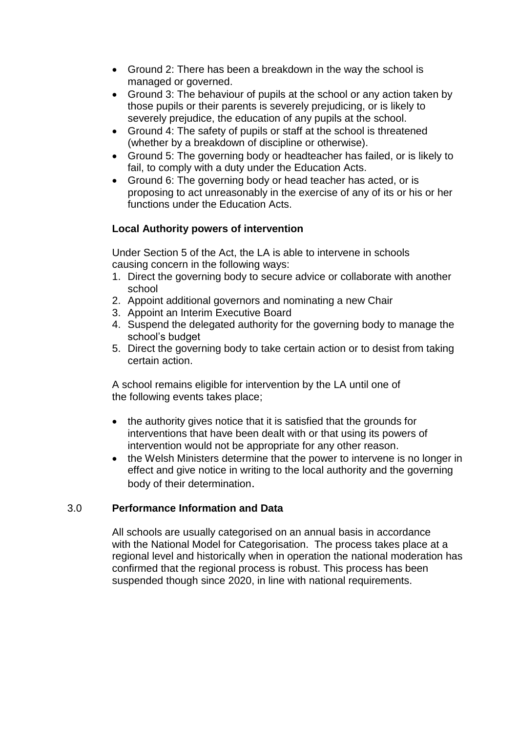- Ground 2: There has been a breakdown in the way the school is managed or governed.
- Ground 3: The behaviour of pupils at the school or any action taken by those pupils or their parents is severely prejudicing, or is likely to severely prejudice, the education of any pupils at the school.
- Ground 4: The safety of pupils or staff at the school is threatened (whether by a breakdown of discipline or otherwise).
- Ground 5: The governing body or headteacher has failed, or is likely to fail, to comply with a duty under the Education Acts.
- Ground 6: The governing body or head teacher has acted, or is proposing to act unreasonably in the exercise of any of its or his or her functions under the Education Acts.

**Local Authority powers of intervention**

Under Section 5 of the Act, the LA is able to intervene in schools causing concern in the following ways:

1. Direct the governing body to secure advice or collaborate with another school
2. Appoint additional governors and nominating a new Chair
3. Appoint an Interim Executive Board
4. Suspend the delegated authority for the governing body to manage the school's budget
5. Direct the governing body to take certain action or to desist from taking certain action.

A school remains eligible for intervention by the LA until one of the following events takes place;

- the authority gives notice that it is satisfied that the grounds for interventions that have been dealt with or that using its powers of intervention would not be appropriate for any other reason.
- the Welsh Ministers determine that the power to intervene is no longer in effect and give notice in writing to the local authority and the governing body of their determination.

## 3.0 Performance Information and Data

All schools are usually categorised on an annual basis in accordance with the National Model for Categorisation. The process takes place at a regional level and historically when in operation the national moderation has confirmed that the regional process is robust. This process has been suspended though since 2020, in line with national requirements.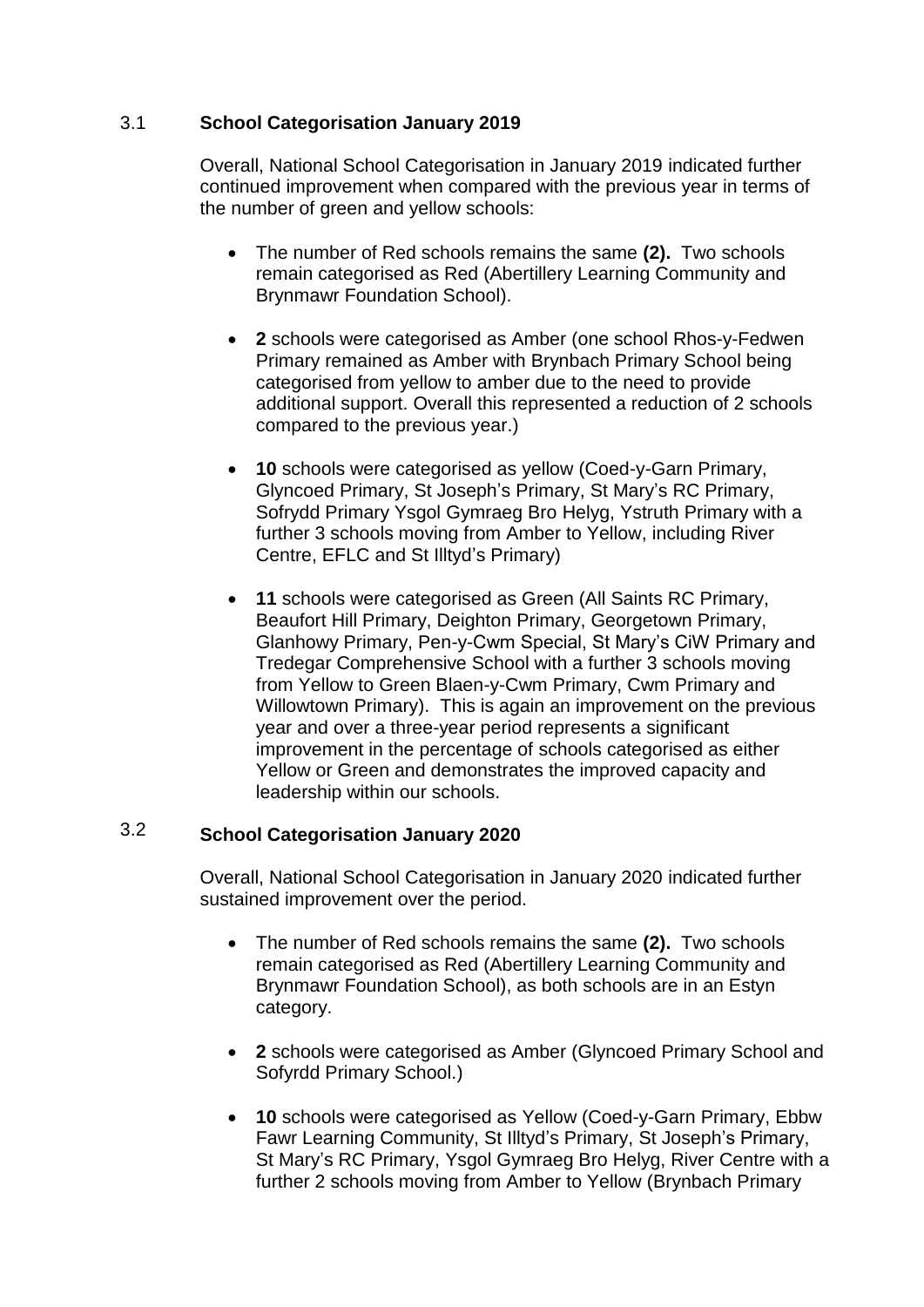### 3.1 **School Categorisation January 2019**

Overall, National School Categorisation in January 2019 indicated further continued improvement when compared with the previous year in terms of the number of green and yellow schools:

- The number of Red schools remains the same **(2).** Two schools remain categorised as Red (Abertillery Learning Community and Brynmawr Foundation School).
- **2** schools were categorised as Amber (one school Rhos-y-Fedwen Primary remained as Amber with Brynbach Primary School being categorised from yellow to amber due to the need to provide additional support. Overall this represented a reduction of 2 schools compared to the previous year.)
- **10** schools were categorised as yellow (Coed-y-Garn Primary, Glyncoed Primary, St Joseph's Primary, St Mary's RC Primary, Sofrydd Primary Ysgol Gymraeg Bro Helyg, Ystruth Primary with a further 3 schools moving from Amber to Yellow, including River Centre, EFLC and St Illtyd's Primary)
- **11** schools were categorised as Green (All Saints RC Primary, Beaufort Hill Primary, Deighton Primary, Georgetown Primary, Glanhowy Primary, Pen-y-Cwm Special, St Mary's CiW Primary and Tredegar Comprehensive School with a further 3 schools moving from Yellow to Green Blaen-y-Cwm Primary, Cwm Primary and Willowtown Primary). This is again an improvement on the previous year and over a three-year period represents a significant improvement in the percentage of schools categorised as either Yellow or Green and demonstrates the improved capacity and leadership within our schools.

### 3.2 **School Categorisation January 2020**

Overall, National School Categorisation in January 2020 indicated further sustained improvement over the period.

- The number of Red schools remains the same **(2).** Two schools remain categorised as Red (Abertillery Learning Community and Brynmawr Foundation School), as both schools are in an Estyn category.
- **2** schools were categorised as Amber (Glyncoed Primary School and Sofyrdd Primary School.)
- **10** schools were categorised as Yellow (Coed-y-Garn Primary, Ebbw Fawr Learning Community, St Illtyd's Primary, St Joseph's Primary, St Mary's RC Primary, Ysgol Gymraeg Bro Helyg, River Centre with a further 2 schools moving from Amber to Yellow (Brynbach Primary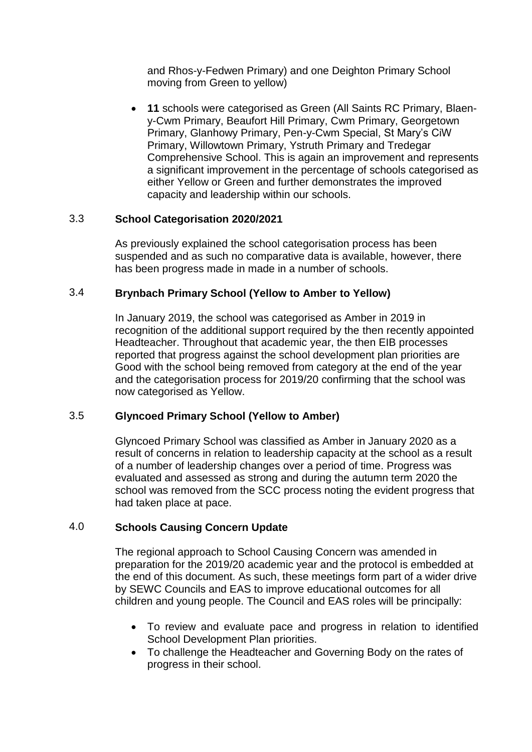and Rhos-y-Fedwen Primary) and one Deighton Primary School moving from Green to yellow)

- **11** schools were categorised as Green (All Saints RC Primary, Blaen-y-Cwm Primary, Beaufort Hill Primary, Cwm Primary, Georgetown Primary, Glanhowy Primary, Pen-y-Cwm Special, St Mary's CiW Primary, Willowtown Primary, Ystruth Primary and Tredegar Comprehensive School. This is again an improvement and represents a significant improvement in the percentage of schools categorised as either Yellow or Green and further demonstrates the improved capacity and leadership within our schools.

## 3.3 School Categorisation 2020/2021

As previously explained the school categorisation process has been suspended and as such no comparative data is available, however, there has been progress made in made in a number of schools.

## 3.4 Brynbach Primary School (Yellow to Amber to Yellow)

In January 2019, the school was categorised as Amber in 2019 in recognition of the additional support required by the then recently appointed Headteacher. Throughout that academic year, the then EIB processes reported that progress against the school development plan priorities are Good with the school being removed from category at the end of the year and the categorisation process for 2019/20 confirming that the school was now categorised as Yellow.

## 3.5 Glyncoed Primary School (Yellow to Amber)

Glyncoed Primary School was classified as Amber in January 2020 as a result of concerns in relation to leadership capacity at the school as a result of a number of leadership changes over a period of time. Progress was evaluated and assessed as strong and during the autumn term 2020 the school was removed from the SCC process noting the evident progress that had taken place at pace.

## 4.0 Schools Causing Concern Update

The regional approach to School Causing Concern was amended in preparation for the 2019/20 academic year and the protocol is embedded at the end of this document. As such, these meetings form part of a wider drive by SEWC Councils and EAS to improve educational outcomes for all children and young people. The Council and EAS roles will be principally:

- To review and evaluate pace and progress in relation to identified School Development Plan priorities.
- To challenge the Headteacher and Governing Body on the rates of progress in their school.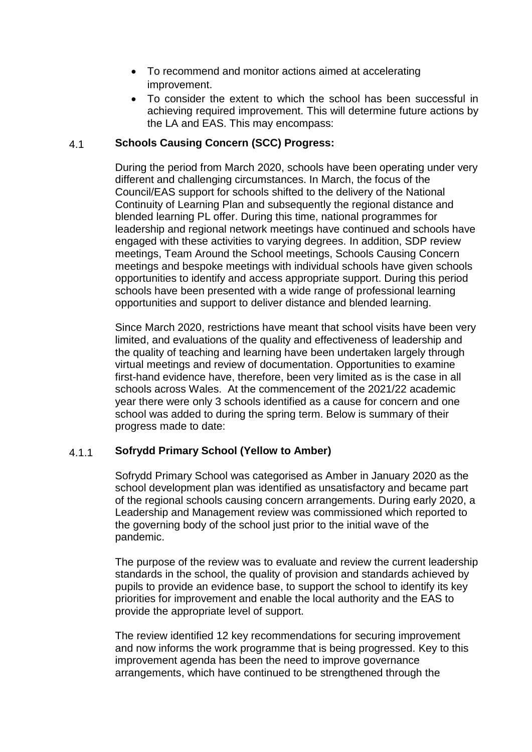- To recommend and monitor actions aimed at accelerating improvement.
- To consider the extent to which the school has been successful in achieving required improvement. This will determine future actions by the LA and EAS. This may encompass:

### 4.1 Schools Causing Concern (SCC) Progress:

During the period from March 2020, schools have been operating under very different and challenging circumstances. In March, the focus of the Council/EAS support for schools shifted to the delivery of the National Continuity of Learning Plan and subsequently the regional distance and blended learning PL offer. During this time, national programmes for leadership and regional network meetings have continued and schools have engaged with these activities to varying degrees. In addition, SDP review meetings, Team Around the School meetings, Schools Causing Concern meetings and bespoke meetings with individual schools have given schools opportunities to identify and access appropriate support. During this period schools have been presented with a wide range of professional learning opportunities and support to deliver distance and blended learning.

Since March 2020, restrictions have meant that school visits have been very limited, and evaluations of the quality and effectiveness of leadership and the quality of teaching and learning have been undertaken largely through virtual meetings and review of documentation. Opportunities to examine first-hand evidence have, therefore, been very limited as is the case in all schools across Wales. At the commencement of the 2021/22 academic year there were only 3 schools identified as a cause for concern and one school was added to during the spring term. Below is summary of their progress made to date:

#### 4.1.1 Sofrydd Primary School (Yellow to Amber)

Sofrydd Primary School was categorised as Amber in January 2020 as the school development plan was identified as unsatisfactory and became part of the regional schools causing concern arrangements. During early 2020, a Leadership and Management review was commissioned which reported to the governing body of the school just prior to the initial wave of the pandemic.

The purpose of the review was to evaluate and review the current leadership standards in the school, the quality of provision and standards achieved by pupils to provide an evidence base, to support the school to identify its key priorities for improvement and enable the local authority and the EAS to provide the appropriate level of support.

The review identified 12 key recommendations for securing improvement and now informs the work programme that is being progressed. Key to this improvement agenda has been the need to improve governance arrangements, which have continued to be strengthened through the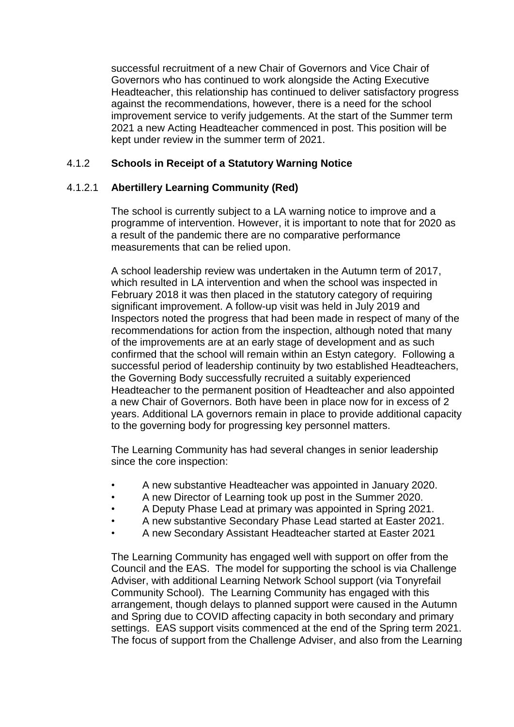successful recruitment of a new Chair of Governors and Vice Chair of Governors who has continued to work alongside the Acting Executive Headteacher, this relationship has continued to deliver satisfactory progress against the recommendations, however, there is a need for the school improvement service to verify judgements. At the start of the Summer term 2021 a new Acting Headteacher commenced in post. This position will be kept under review in the summer term of 2021.

### 4.1.2 Schools in Receipt of a Statutory Warning Notice

#### 4.1.2.1 Abertillery Learning Community (Red)

The school is currently subject to a LA warning notice to improve and a programme of intervention. However, it is important to note that for 2020 as a result of the pandemic there are no comparative performance measurements that can be relied upon.

A school leadership review was undertaken in the Autumn term of 2017, which resulted in LA intervention and when the school was inspected in February 2018 it was then placed in the statutory category of requiring significant improvement. A follow-up visit was held in July 2019 and Inspectors noted the progress that had been made in respect of many of the recommendations for action from the inspection, although noted that many of the improvements are at an early stage of development and as such confirmed that the school will remain within an Estyn category. Following a successful period of leadership continuity by two established Headteachers, the Governing Body successfully recruited a suitably experienced Headteacher to the permanent position of Headteacher and also appointed a new Chair of Governors. Both have been in place now for in excess of 2 years. Additional LA governors remain in place to provide additional capacity to the governing body for progressing key personnel matters.

The Learning Community has had several changes in senior leadership since the core inspection:

- A new substantive Headteacher was appointed in January 2020.
- A new Director of Learning took up post in the Summer 2020.
- A Deputy Phase Lead at primary was appointed in Spring 2021.
- A new substantive Secondary Phase Lead started at Easter 2021.
- A new Secondary Assistant Headteacher started at Easter 2021

The Learning Community has engaged well with support on offer from the Council and the EAS. The model for supporting the school is via Challenge Adviser, with additional Learning Network School support (via Tonyrefail Community School). The Learning Community has engaged with this arrangement, though delays to planned support were caused in the Autumn and Spring due to COVID affecting capacity in both secondary and primary settings. EAS support visits commenced at the end of the Spring term 2021. The focus of support from the Challenge Adviser, and also from the Learning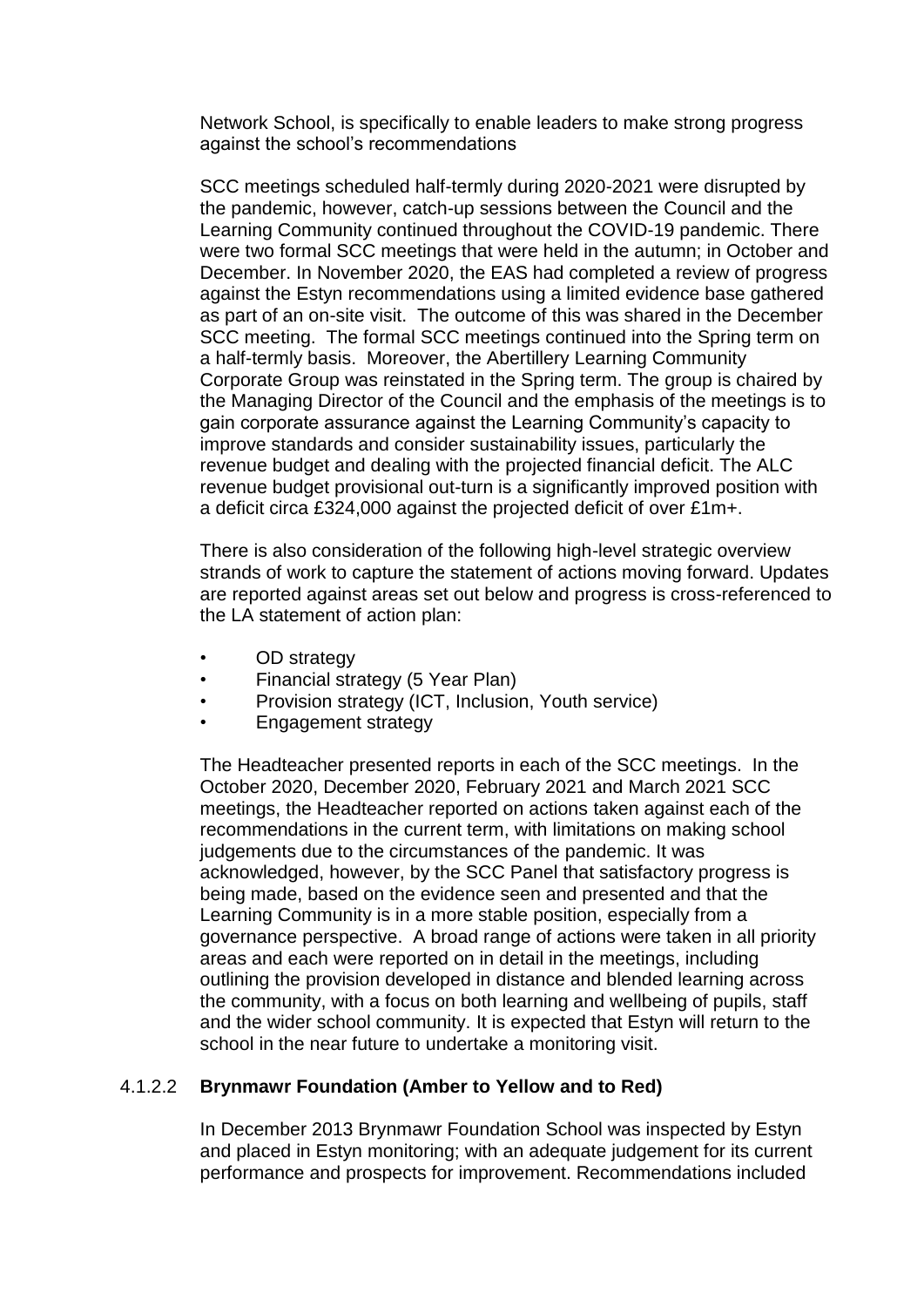Network School, is specifically to enable leaders to make strong progress against the school's recommendations

SCC meetings scheduled half-termly during 2020-2021 were disrupted by the pandemic, however, catch-up sessions between the Council and the Learning Community continued throughout the COVID-19 pandemic. There were two formal SCC meetings that were held in the autumn; in October and December. In November 2020, the EAS had completed a review of progress against the Estyn recommendations using a limited evidence base gathered as part of an on-site visit. The outcome of this was shared in the December SCC meeting. The formal SCC meetings continued into the Spring term on a half-termly basis. Moreover, the Abertillery Learning Community Corporate Group was reinstated in the Spring term. The group is chaired by the Managing Director of the Council and the emphasis of the meetings is to gain corporate assurance against the Learning Community's capacity to improve standards and consider sustainability issues, particularly the revenue budget and dealing with the projected financial deficit. The ALC revenue budget provisional out-turn is a significantly improved position with a deficit circa £324,000 against the projected deficit of over £1m+.

There is also consideration of the following high-level strategic overview strands of work to capture the statement of actions moving forward. Updates are reported against areas set out below and progress is cross-referenced to the LA statement of action plan:

- OD strategy
- Financial strategy (5 Year Plan)
- Provision strategy (ICT, Inclusion, Youth service)
- Engagement strategy

The Headteacher presented reports in each of the SCC meetings. In the October 2020, December 2020, February 2021 and March 2021 SCC meetings, the Headteacher reported on actions taken against each of the recommendations in the current term, with limitations on making school judgements due to the circumstances of the pandemic. It was acknowledged, however, by the SCC Panel that satisfactory progress is being made, based on the evidence seen and presented and that the Learning Community is in a more stable position, especially from a governance perspective. A broad range of actions were taken in all priority areas and each were reported on in detail in the meetings, including outlining the provision developed in distance and blended learning across the community, with a focus on both learning and wellbeing of pupils, staff and the wider school community. It is expected that Estyn will return to the school in the near future to undertake a monitoring visit.

#### 4.1.2.2 **Brynmawr Foundation (Amber to Yellow and to Red)**

In December 2013 Brynmawr Foundation School was inspected by Estyn and placed in Estyn monitoring; with an adequate judgement for its current performance and prospects for improvement. Recommendations included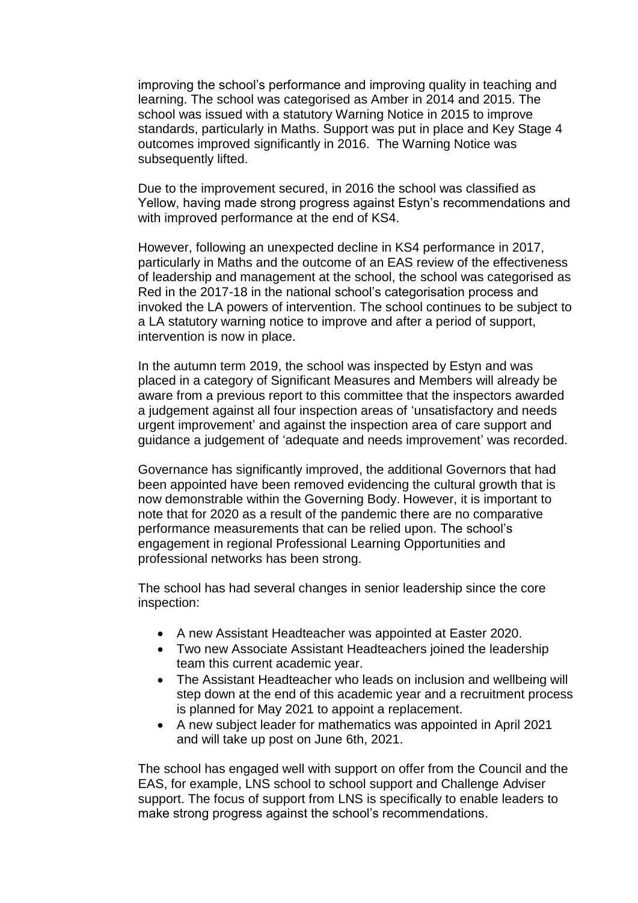improving the school's performance and improving quality in teaching and learning. The school was categorised as Amber in 2014 and 2015. The school was issued with a statutory Warning Notice in 2015 to improve standards, particularly in Maths. Support was put in place and Key Stage 4 outcomes improved significantly in 2016. The Warning Notice was subsequently lifted.

Due to the improvement secured, in 2016 the school was classified as Yellow, having made strong progress against Estyn's recommendations and with improved performance at the end of KS4.

However, following an unexpected decline in KS4 performance in 2017, particularly in Maths and the outcome of an EAS review of the effectiveness of leadership and management at the school, the school was categorised as Red in the 2017-18 in the national school's categorisation process and invoked the LA powers of intervention. The school continues to be subject to a LA statutory warning notice to improve and after a period of support, intervention is now in place.

In the autumn term 2019, the school was inspected by Estyn and was placed in a category of Significant Measures and Members will already be aware from a previous report to this committee that the inspectors awarded a judgement against all four inspection areas of 'unsatisfactory and needs urgent improvement' and against the inspection area of care support and guidance a judgement of 'adequate and needs improvement' was recorded.

Governance has significantly improved, the additional Governors that had been appointed have been removed evidencing the cultural growth that is now demonstrable within the Governing Body. However, it is important to note that for 2020 as a result of the pandemic there are no comparative performance measurements that can be relied upon. The school's engagement in regional Professional Learning Opportunities and professional networks has been strong.

The school has had several changes in senior leadership since the core inspection:

- A new Assistant Headteacher was appointed at Easter 2020.
- Two new Associate Assistant Headteachers joined the leadership team this current academic year.
- The Assistant Headteacher who leads on inclusion and wellbeing will step down at the end of this academic year and a recruitment process is planned for May 2021 to appoint a replacement.
- A new subject leader for mathematics was appointed in April 2021 and will take up post on June 6th, 2021.

The school has engaged well with support on offer from the Council and the EAS, for example, LNS school to school support and Challenge Adviser support. The focus of support from LNS is specifically to enable leaders to make strong progress against the school's recommendations.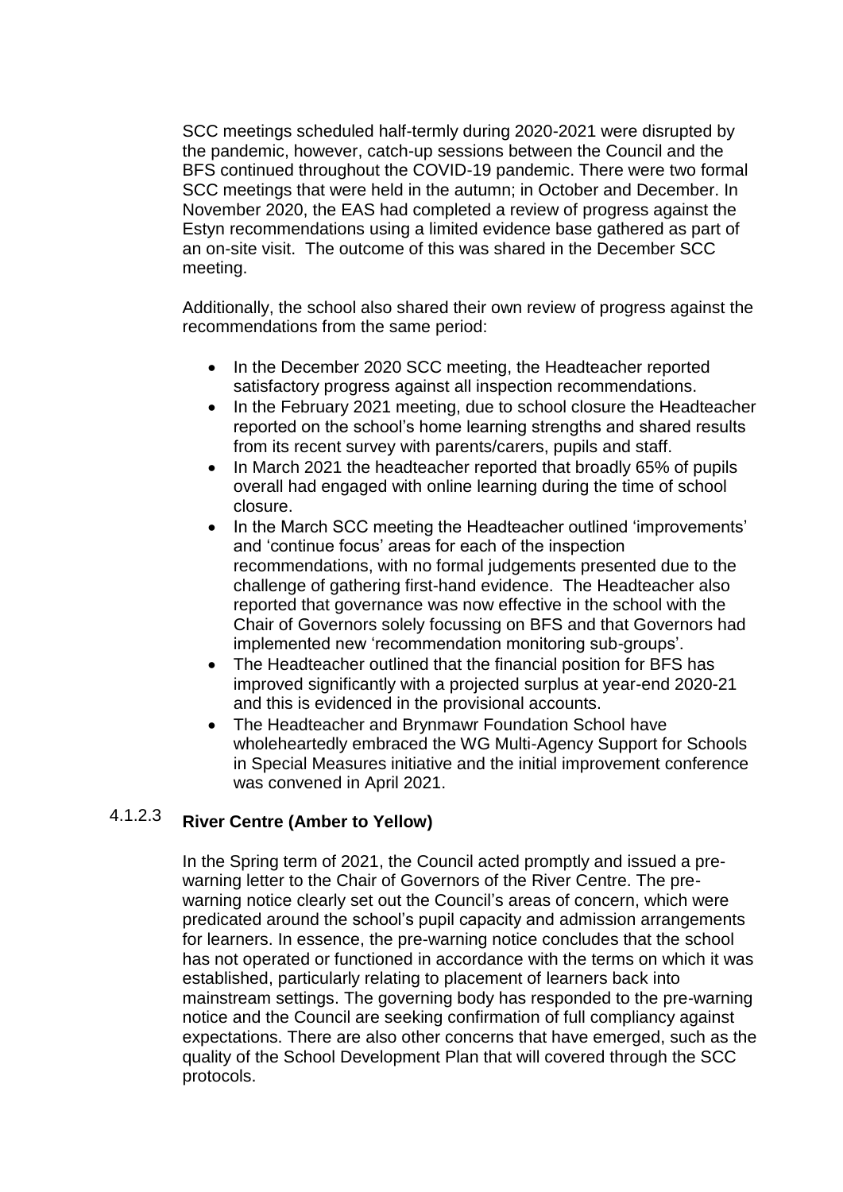SCC meetings scheduled half-termly during 2020-2021 were disrupted by the pandemic, however, catch-up sessions between the Council and the BFS continued throughout the COVID-19 pandemic. There were two formal SCC meetings that were held in the autumn; in October and December. In November 2020, the EAS had completed a review of progress against the Estyn recommendations using a limited evidence base gathered as part of an on-site visit. The outcome of this was shared in the December SCC meeting.

Additionally, the school also shared their own review of progress against the recommendations from the same period:

- In the December 2020 SCC meeting, the Headteacher reported satisfactory progress against all inspection recommendations.
- In the February 2021 meeting, due to school closure the Headteacher reported on the school's home learning strengths and shared results from its recent survey with parents/carers, pupils and staff.
- In March 2021 the headteacher reported that broadly 65% of pupils overall had engaged with online learning during the time of school closure.
- In the March SCC meeting the Headteacher outlined 'improvements' and 'continue focus' areas for each of the inspection recommendations, with no formal judgements presented due to the challenge of gathering first-hand evidence. The Headteacher also reported that governance was now effective in the school with the Chair of Governors solely focussing on BFS and that Governors had implemented new 'recommendation monitoring sub-groups'.
- The Headteacher outlined that the financial position for BFS has improved significantly with a projected surplus at year-end 2020-21 and this is evidenced in the provisional accounts.
- The Headteacher and Brynmawr Foundation School have wholeheartedly embraced the WG Multi-Agency Support for Schools in Special Measures initiative and the initial improvement conference was convened in April 2021.

#### 4.1.2.3 River Centre (Amber to Yellow)

In the Spring term of 2021, the Council acted promptly and issued a pre-warning letter to the Chair of Governors of the River Centre. The pre-warning notice clearly set out the Council's areas of concern, which were predicated around the school's pupil capacity and admission arrangements for learners. In essence, the pre-warning notice concludes that the school has not operated or functioned in accordance with the terms on which it was established, particularly relating to placement of learners back into mainstream settings. The governing body has responded to the pre-warning notice and the Council are seeking confirmation of full compliancy against expectations. There are also other concerns that have emerged, such as the quality of the School Development Plan that will covered through the SCC protocols.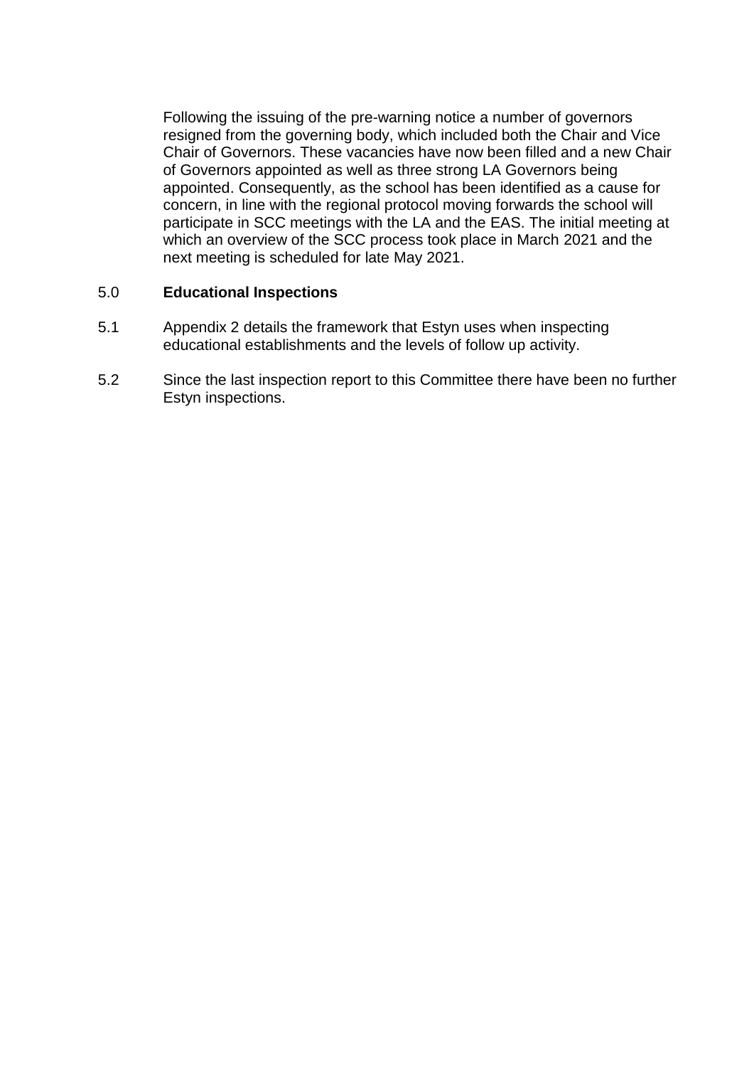Following the issuing of the pre-warning notice a number of governors resigned from the governing body, which included both the Chair and Vice Chair of Governors. These vacancies have now been filled and a new Chair of Governors appointed as well as three strong LA Governors being appointed. Consequently, as the school has been identified as a cause for concern, in line with the regional protocol moving forwards the school will participate in SCC meetings with the LA and the EAS. The initial meeting at which an overview of the SCC process took place in March 2021 and the next meeting is scheduled for late May 2021.

## 5.0 **Educational Inspections**

5.1 Appendix 2 details the framework that Estyn uses when inspecting educational establishments and the levels of follow up activity.

5.2 Since the last inspection report to this Committee there have been no further Estyn inspections.